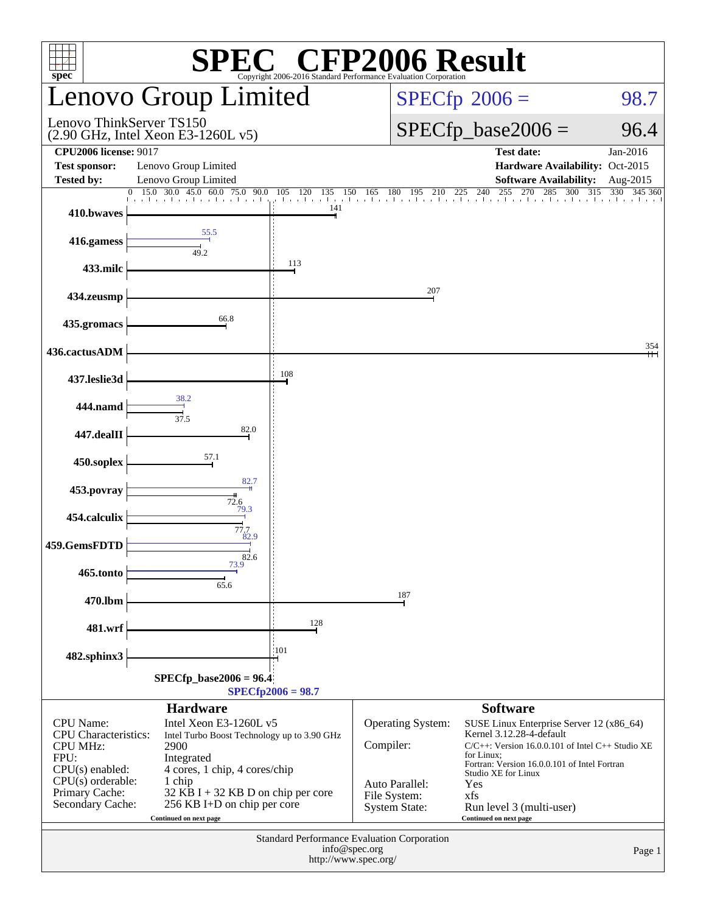# SPEC CFP2006 Result

Copyright 2006-2016 Standard Performance Evaluation Corporation

## Lenovo Group Limited

Lenovo ThinkServer TS150
(2.90 GHz, Intel Xeon E3-1260L v5)

SPECfp 2006 = 98.7

SPECfp_base2006 = 96.4

| | | | |
|---|---|---|---|
| **CPU2006 license:** 9017 | | **Test date:** | Jan-2016 |
| **Test sponsor:** | Lenovo Group Limited | **Hardware Availability:** | Oct-2015 |
| **Tested by:** | Lenovo Group Limited | **Software Availability:** | Aug-2015 |

| Benchmark | Base | Peak |
|---|---|---|
| 410.bwaves | 141 | |
| 416.gamess | 49.2 | 55.5 |
| 433.milc | 113 | |
| 434.zeusmp | 207 | |
| 435.gromacs | 66.8 | |
| 436.cactusADM | 354 | |
| 437.leslie3d | 108 | |
| 444.namd | 37.5 | 38.2 |
| 447.dealII | 82.0 | |
| 450.soplex | 57.1 | |
| 453.povray | 72.6 | 82.7 |
| 454.calculix | 77.7 | 79.3 |
| 459.GemsFDTD | 82.6 | 82.9 |
| 465.tonto | 65.6 | 73.9 |
| 470.lbm | 187 | |
| 481.wrf | 128 | |
| 482.sphinx3 | 101 | |

SPECfp_base2006 = 96.4

SPECfp2006 = 98.7

### Hardware

| | |
|---|---|
| CPU Name: | Intel Xeon E3-1260L v5 |
| CPU Characteristics: | Intel Turbo Boost Technology up to 3.90 GHz |
| CPU MHz: | 2900 |
| FPU: | Integrated |
| CPU(s) enabled: | 4 cores, 1 chip, 4 cores/chip |
| CPU(s) orderable: | 1 chip |
| Primary Cache: | 32 KB I + 32 KB D on chip per core |
| Secondary Cache: | 256 KB I+D on chip per core |

Continued on next page

### Software

| | |
|---|---|
| Operating System: | SUSE Linux Enterprise Server 12 (x86_64) Kernel 3.12.28-4-default |
| Compiler: | C/C++: Version 16.0.0.101 of Intel C++ Studio XE for Linux; Fortran: Version 16.0.0.101 of Intel Fortran Studio XE for Linux |
| Auto Parallel: | Yes |
| File System: | xfs |
| System State: | Run level 3 (multi-user) |

Continued on next page

Standard Performance Evaluation Corporation
info@spec.org
http://www.spec.org/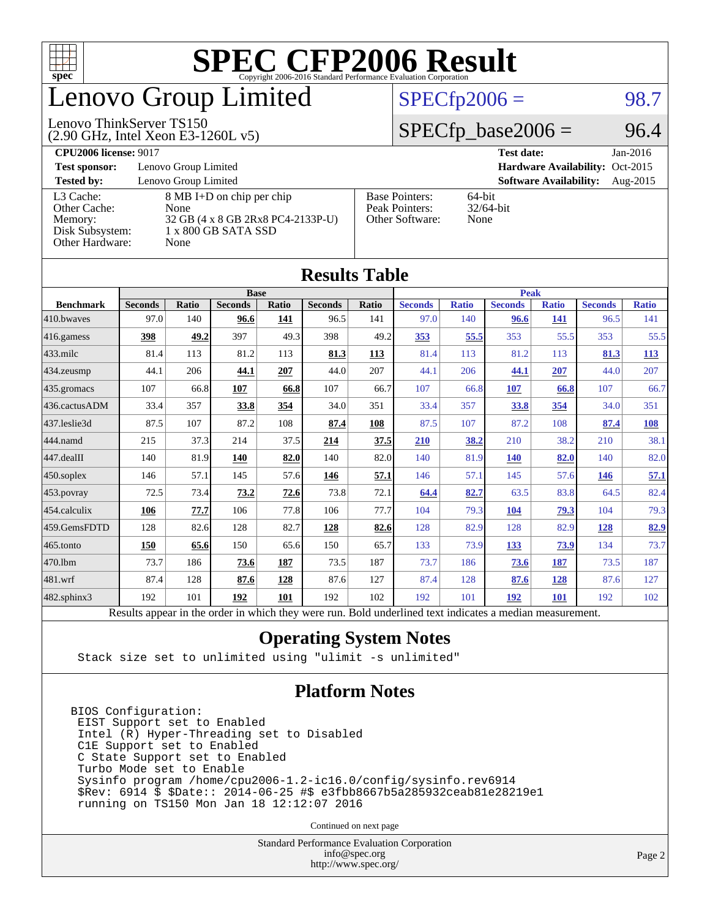# SPEC CFP2006 Result

Copyright 2006-2016 Standard Performance Evaluation Corporation

# Lenovo Group Limited

Lenovo ThinkServer TS150
(2.90 GHz, Intel Xeon E3-1260L v5)

SPECfp2006 = 98.7

SPECfp_base2006 = 96.4

**CPU2006 license:** 9017 **Test date:** Jan-2016

**Test sponsor:** Lenovo Group Limited **Hardware Availability:** Oct-2015

**Tested by:** Lenovo Group Limited **Software Availability:** Aug-2015

| | | | | |
|---|---|---|---|---|
| L3 Cache: | 8 MB I+D on chip per chip | | Base Pointers: | 64-bit |
| Other Cache: | None | | Peak Pointers: | 32/64-bit |
| Memory: | 32 GB (4 x 8 GB 2Rx8 PC4-2133P-U) | | Other Software: | None |
| Disk Subsystem: | 1 x 800 GB SATA SSD | | | |
| Other Hardware: | None | | | |

## Results Table

| | Base | | | | | | Peak | | | | | |
|---|---|---|---|---|---|---|---|---|---|---|---|---|
| **Benchmark** | **Seconds** | **Ratio** | **Seconds** | **Ratio** | **Seconds** | **Ratio** | **Seconds** | **Ratio** | **Seconds** | **Ratio** | **Seconds** | **Ratio** |
| 410.bwaves | 97.0 | 140 | **96.6** | **141** | 96.5 | 141 | 97.0 | 140 | **96.6** | **141** | 96.5 | 141 |
| 416.gamess | **398** | **49.2** | 397 | 49.3 | 398 | 49.2 | **353** | **55.5** | 353 | 55.5 | 353 | 55.5 |
| 433.milc | 81.4 | 113 | 81.2 | 113 | **81.3** | **113** | 81.4 | 113 | 81.2 | 113 | **81.3** | **113** |
| 434.zeusmp | 44.1 | 206 | **44.1** | **207** | 44.0 | 207 | 44.1 | 206 | **44.1** | **207** | 44.0 | 207 |
| 435.gromacs | 107 | 66.8 | **107** | **66.8** | 107 | 66.7 | 107 | 66.8 | **107** | **66.8** | 107 | 66.7 |
| 436.cactusADM | 33.4 | 357 | **33.8** | **354** | 34.0 | 351 | 33.4 | 357 | **33.8** | **354** | 34.0 | 351 |
| 437.leslie3d | 87.5 | 107 | 87.2 | 108 | **87.4** | **108** | 87.5 | 107 | 87.2 | 108 | **87.4** | **108** |
| 444.namd | 215 | 37.3 | 214 | 37.5 | **214** | **37.5** | **210** | **38.2** | 210 | 38.2 | 210 | 38.1 |
| 447.dealII | 140 | 81.9 | **140** | **82.0** | 140 | 82.0 | 140 | 81.9 | **140** | **82.0** | 140 | 82.0 |
| 450.soplex | 146 | 57.1 | 145 | 57.6 | **146** | **57.1** | 146 | 57.1 | 145 | 57.6 | **146** | **57.1** |
| 453.povray | 72.5 | 73.4 | **73.2** | **72.6** | 73.8 | 72.1 | **64.4** | **82.7** | 63.5 | 83.8 | 64.5 | 82.4 |
| 454.calculix | **106** | **77.7** | 106 | 77.8 | 106 | 77.7 | 104 | 79.3 | **104** | **79.3** | 104 | 79.3 |
| 459.GemsFDTD | 128 | 82.6 | 128 | 82.7 | **128** | **82.6** | 128 | 82.9 | 128 | 82.9 | **128** | **82.9** |
| 465.tonto | **150** | **65.6** | 150 | 65.6 | 150 | 65.7 | 133 | 73.9 | **133** | **73.9** | 134 | 73.7 |
| 470.lbm | 73.7 | 186 | **73.6** | **187** | 73.5 | 187 | 73.7 | 186 | **73.6** | **187** | 73.5 | 187 |
| 481.wrf | 87.4 | 128 | **87.6** | **128** | 87.6 | 127 | 87.4 | 128 | **87.6** | **128** | 87.6 | 127 |
| 482.sphinx3 | 192 | 101 | **192** | **101** | 192 | 102 | 192 | 101 | **192** | **101** | 192 | 102 |

Results appear in the order in which they were run. Bold underlined text indicates a median measurement.

## Operating System Notes

```
Stack size set to unlimited using "ulimit -s unlimited"
```

## Platform Notes

```
BIOS Configuration:
 EIST Support set to Enabled
 Intel (R) Hyper-Threading set to Disabled
 C1E Support set to Enabled
 C State Support set to Enabled
 Turbo Mode set to Enable
 Sysinfo program /home/cpu2006-1.2-ic16.0/config/sysinfo.rev6914
 $Rev: 6914 $ $Date:: 2014-06-25 #$ e3fbb8667b5a285932ceab81e28219e1
 running on TS150 Mon Jan 18 12:12:07 2016
```

Continued on next page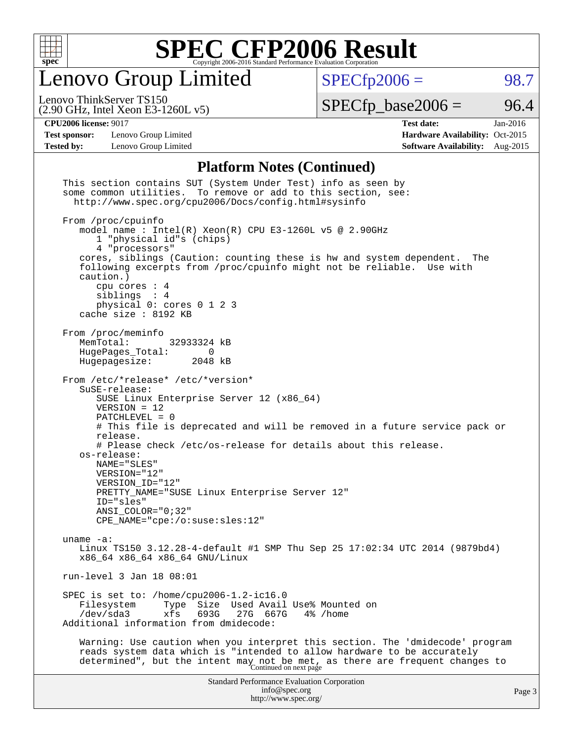# SPEC CFP2006 Result

## Lenovo Group Limited

Lenovo ThinkServer TS150
(2.90 GHz, Intel Xeon E3-1260L v5)

SPECfp2006 = 98.7

SPECfp_base2006 = 96.4

| | | | |
|---|---|---|---|
| **CPU2006 license:** 9017 | | **Test date:** | Jan-2016 |
| **Test sponsor:** | Lenovo Group Limited | **Hardware Availability:** | Oct-2015 |
| **Tested by:** | Lenovo Group Limited | **Software Availability:** | Aug-2015 |

### Platform Notes (Continued)

```
This section contains SUT (System Under Test) info as seen by
some common utilities.  To remove or add to this section, see:
  http://www.spec.org/cpu2006/Docs/config.html#sysinfo

From /proc/cpuinfo
   model name : Intel(R) Xeon(R) CPU E3-1260L v5 @ 2.90GHz
      1 "physical id"s (chips)
      4 "processors"
   cores, siblings (Caution: counting these is hw and system dependent.  The
   following excerpts from /proc/cpuinfo might not be reliable.  Use with
   caution.)
      cpu cores : 4
      siblings  : 4
      physical 0: cores 0 1 2 3
   cache size : 8192 KB

From /proc/meminfo
   MemTotal:       32933324 kB
   HugePages_Total:       0
   Hugepagesize:       2048 kB

From /etc/*release* /etc/*version*
   SuSE-release:
      SUSE Linux Enterprise Server 12 (x86_64)
      VERSION = 12
      PATCHLEVEL = 0
      # This file is deprecated and will be removed in a future service pack or
      release.
      # Please check /etc/os-release for details about this release.
   os-release:
      NAME="SLES"
      VERSION="12"
      VERSION_ID="12"
      PRETTY_NAME="SUSE Linux Enterprise Server 12"
      ID="sles"
      ANSI_COLOR="0;32"
      CPE_NAME="cpe:/o:suse:sles:12"

uname -a:
   Linux TS150 3.12.28-4-default #1 SMP Thu Sep 25 17:02:34 UTC 2014 (9879bd4)
   x86_64 x86_64 x86_64 GNU/Linux

run-level 3 Jan 18 08:01

SPEC is set to: /home/cpu2006-1.2-ic16.0
   Filesystem     Type  Size  Used Avail Use% Mounted on
   /dev/sda3      xfs   693G   27G  667G   4% /home
Additional information from dmidecode:

   Warning: Use caution when you interpret this section. The 'dmidecode' program
   reads system data which is "intended to allow hardware to be accurately
   determined", but the intent may not be met, as there are frequent changes to
```

Continued on next page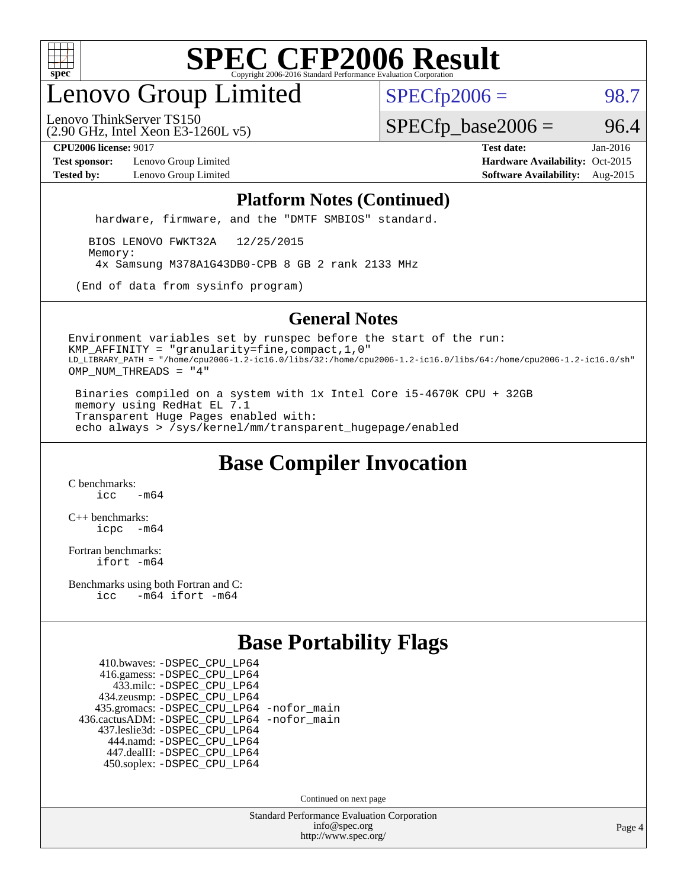# SPEC CFP2006 Result

Copyright 2006-2016 Standard Performance Evaluation Corporation

## Lenovo Group Limited

Lenovo ThinkServer TS150
(2.90 GHz, Intel Xeon E3-1260L v5)

SPECfp2006 = 98.7

SPECfp_base2006 = 96.4

**CPU2006 license:** 9017
**Test sponsor:** Lenovo Group Limited
**Tested by:** Lenovo Group Limited

**Test date:** Jan-2016
**Hardware Availability:** Oct-2015
**Software Availability:** Aug-2015

### Platform Notes (Continued)

```
    hardware, firmware, and the "DMTF SMBIOS" standard.

   BIOS LENOVO FWKT32A   12/25/2015
   Memory:
    4x Samsung M378A1G43DB0-CPB 8 GB 2 rank 2133 MHz

 (End of data from sysinfo program)
```

### General Notes

```
Environment variables set by runspec before the start of the run:
KMP_AFFINITY = "granularity=fine,compact,1,0"
LD_LIBRARY_PATH = "/home/cpu2006-1.2-ic16.0/libs/32:/home/cpu2006-1.2-ic16.0/libs/64:/home/cpu2006-1.2-ic16.0/sh"
OMP_NUM_THREADS = "4"

 Binaries compiled on a system with 1x Intel Core i5-4670K CPU + 32GB
 memory using RedHat EL 7.1
 Transparent Huge Pages enabled with:
 echo always > /sys/kernel/mm/transparent_hugepage/enabled
```

## Base Compiler Invocation

C benchmarks:
    icc   -m64

C++ benchmarks:
    icpc   -m64

Fortran benchmarks:
    ifort -m64

Benchmarks using both Fortran and C:
    icc   -m64 ifort -m64

## Base Portability Flags

410.bwaves: -DSPEC_CPU_LP64
416.gamess: -DSPEC_CPU_LP64
433.milc: -DSPEC_CPU_LP64
434.zeusmp: -DSPEC_CPU_LP64
435.gromacs: -DSPEC_CPU_LP64 -nofor_main
436.cactusADM: -DSPEC_CPU_LP64 -nofor_main
437.leslie3d: -DSPEC_CPU_LP64
444.namd: -DSPEC_CPU_LP64
447.dealII: -DSPEC_CPU_LP64
450.soplex: -DSPEC_CPU_LP64

Continued on next page

Standard Performance Evaluation Corporation
info@spec.org
http://www.spec.org/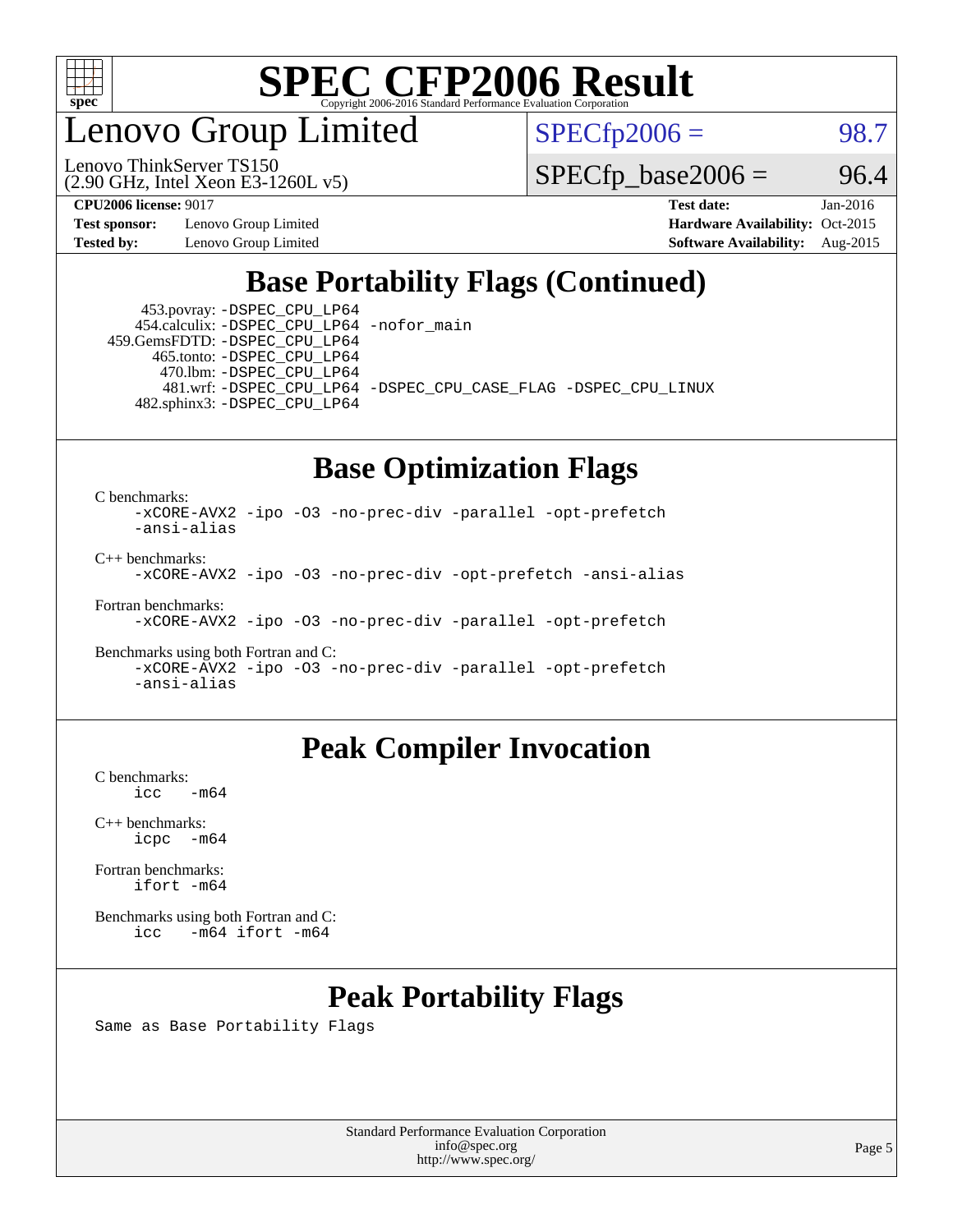# SPEC CFP2006 Result

Copyright 2006-2016 Standard Performance Evaluation Corporation

## Lenovo Group Limited

Lenovo ThinkServer TS150
(2.90 GHz, Intel Xeon E3-1260L v5)

SPECfp2006 = 98.7

SPECfp_base2006 = 96.4

**CPU2006 license:** 9017
**Test sponsor:** Lenovo Group Limited
**Tested by:** Lenovo Group Limited

**Test date:** Jan-2016
**Hardware Availability:** Oct-2015
**Software Availability:** Aug-2015

## Base Portability Flags (Continued)

```
   453.povray: -DSPEC_CPU_LP64
  454.calculix: -DSPEC_CPU_LP64 -nofor_main
 459.GemsFDTD: -DSPEC_CPU_LP64
    465.tonto: -DSPEC_CPU_LP64
      470.lbm: -DSPEC_CPU_LP64
      481.wrf: -DSPEC_CPU_LP64 -DSPEC_CPU_CASE_FLAG -DSPEC_CPU_LINUX
  482.sphinx3: -DSPEC_CPU_LP64
```

## Base Optimization Flags

C benchmarks:
```
-xCORE-AVX2 -ipo -O3 -no-prec-div -parallel -opt-prefetch
-ansi-alias
```

C++ benchmarks:
```
-xCORE-AVX2 -ipo -O3 -no-prec-div -opt-prefetch -ansi-alias
```

Fortran benchmarks:
```
-xCORE-AVX2 -ipo -O3 -no-prec-div -parallel -opt-prefetch
```

Benchmarks using both Fortran and C:
```
-xCORE-AVX2 -ipo -O3 -no-prec-div -parallel -opt-prefetch
-ansi-alias
```

## Peak Compiler Invocation

C benchmarks:
```
icc   -m64
```

C++ benchmarks:
```
icpc  -m64
```

Fortran benchmarks:
```
ifort -m64
```

Benchmarks using both Fortran and C:
```
icc   -m64 ifort -m64
```

## Peak Portability Flags

Same as Base Portability Flags

Standard Performance Evaluation Corporation
info@spec.org
http://www.spec.org/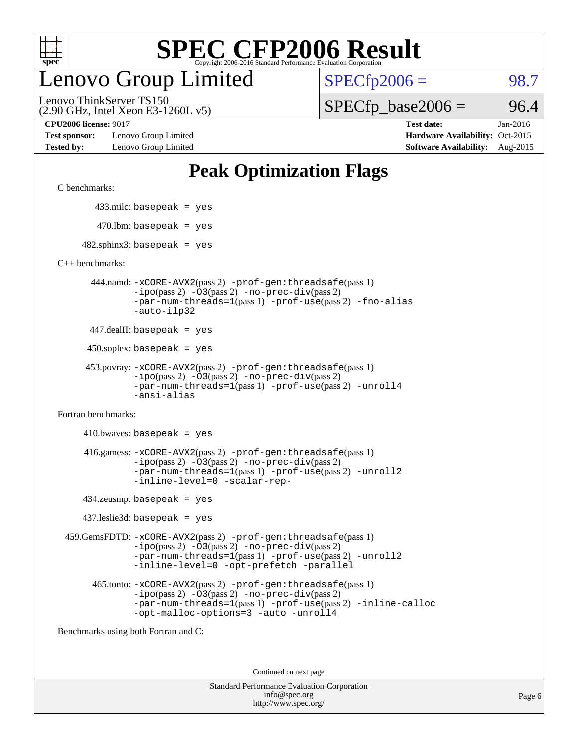# SPEC CFP2006 Result

Copyright 2006-2016 Standard Performance Evaluation Corporation

## Lenovo Group Limited

Lenovo ThinkServer TS150
(2.90 GHz, Intel Xeon E3-1260L v5)

SPECfp2006 = 98.7

SPECfp_base2006 = 96.4

| | | | |
|---|---|---|---|
| **CPU2006 license:** 9017 | | **Test date:** | Jan-2016 |
| **Test sponsor:** | Lenovo Group Limited | **Hardware Availability:** | Oct-2015 |
| **Tested by:** | Lenovo Group Limited | **Software Availability:** | Aug-2015 |

# Peak Optimization Flags

C benchmarks:

433.milc: `basepeak = yes`

470.lbm: `basepeak = yes`

482.sphinx3: `basepeak = yes`

C++ benchmarks:

444.namd: `-xCORE-AVX2`(pass 2) `-prof-gen:threadsafe`(pass 1) `-ipo`(pass 2) `-O3`(pass 2) `-no-prec-div`(pass 2) `-par-num-threads=1`(pass 1) `-prof-use`(pass 2) `-fno-alias` `-auto-ilp32`

447.dealII: `basepeak = yes`

450.soplex: `basepeak = yes`

453.povray: `-xCORE-AVX2`(pass 2) `-prof-gen:threadsafe`(pass 1) `-ipo`(pass 2) `-O3`(pass 2) `-no-prec-div`(pass 2) `-par-num-threads=1`(pass 1) `-prof-use`(pass 2) `-unroll4` `-ansi-alias`

Fortran benchmarks:

410.bwaves: `basepeak = yes`

416.gamess: `-xCORE-AVX2`(pass 2) `-prof-gen:threadsafe`(pass 1) `-ipo`(pass 2) `-O3`(pass 2) `-no-prec-div`(pass 2) `-par-num-threads=1`(pass 1) `-prof-use`(pass 2) `-unroll2` `-inline-level=0` `-scalar-rep-`

434.zeusmp: `basepeak = yes`

437.leslie3d: `basepeak = yes`

459.GemsFDTD: `-xCORE-AVX2`(pass 2) `-prof-gen:threadsafe`(pass 1) `-ipo`(pass 2) `-O3`(pass 2) `-no-prec-div`(pass 2) `-par-num-threads=1`(pass 1) `-prof-use`(pass 2) `-unroll2` `-inline-level=0` `-opt-prefetch` `-parallel`

465.tonto: `-xCORE-AVX2`(pass 2) `-prof-gen:threadsafe`(pass 1) `-ipo`(pass 2) `-O3`(pass 2) `-no-prec-div`(pass 2) `-par-num-threads=1`(pass 1) `-prof-use`(pass 2) `-inline-calloc` `-opt-malloc-options=3` `-auto` `-unroll4`

Benchmarks using both Fortran and C:

Continued on next page

Standard Performance Evaluation Corporation
info@spec.org
http://www.spec.org/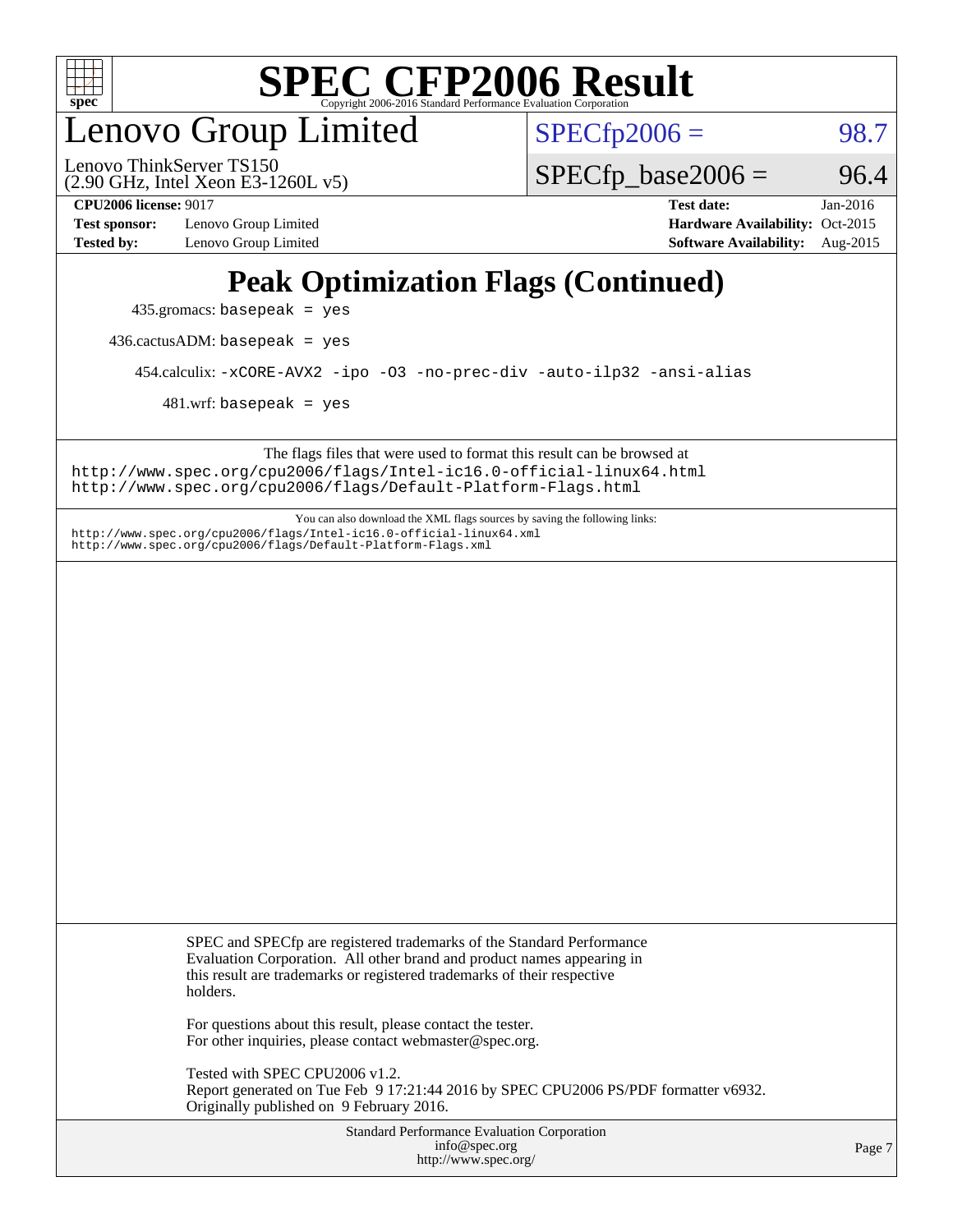# Peak Optimization Flags (Continued)

435.gromacs: basepeak = yes

436.cactusADM: basepeak = yes

454.calculix: -xCORE-AVX2 -ipo -O3 -no-prec-div -auto-ilp32 -ansi-alias

481.wrf: basepeak = yes

The flags files that were used to format this result can be browsed at
http://www.spec.org/cpu2006/flags/Intel-ic16.0-official-linux64.html
http://www.spec.org/cpu2006/flags/Default-Platform-Flags.html

You can also download the XML flags sources by saving the following links:
http://www.spec.org/cpu2006/flags/Intel-ic16.0-official-linux64.xml
http://www.spec.org/cpu2006/flags/Default-Platform-Flags.xml

SPEC and SPECfp are registered trademarks of the Standard Performance Evaluation Corporation. All other brand and product names appearing in this result are trademarks or registered trademarks of their respective holders.

For questions about this result, please contact the tester.
For other inquiries, please contact webmaster@spec.org.

Tested with SPEC CPU2006 v1.2.
Report generated on Tue Feb 9 17:21:44 2016 by SPEC CPU2006 PS/PDF formatter v6932.
Originally published on 9 February 2016.